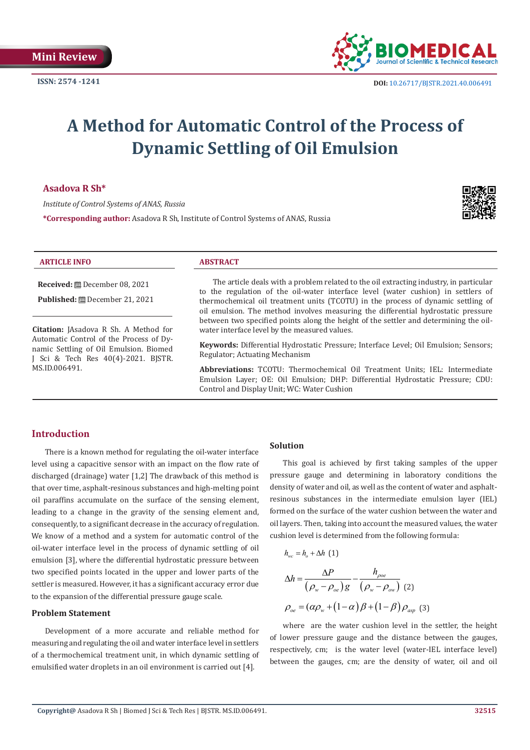Mini Review

ISSN: 2574 -1241

DOI: 10.26717/BJSTR.2021.40.006491

# A Method for Automatic Control of the Process of Dynamic Settling of Oil Emulsion

**Asadova R Sh***

*Institute of Control Systems of ANAS, Russia*

**\*Corresponding author:** Asadova R Sh, Institute of Control Systems of ANAS, Russia

**ARTICLE INFO**

**Received:** December 08, 2021

**Published:** December 21, 2021

**Citation:** JAsadova R Sh. A Method for Automatic Control of the Process of Dynamic Settling of Oil Emulsion. Biomed J Sci & Tech Res 40(4)-2021. BJSTR. MS.ID.006491.

**ABSTRACT**

The article deals with a problem related to the oil extracting industry, in particular to the regulation of the oil-water interface level (water cushion) in settlers of thermochemical oil treatment units (TCOTU) in the process of dynamic settling of oil emulsion. The method involves measuring the differential hydrostatic pressure between two specified points along the height of the settler and determining the oil-water interface level by the measured values.

**Keywords:** Differential Hydrostatic Pressure; Interface Level; Oil Emulsion; Sensors; Regulator; Actuating Mechanism

**Abbreviations:** TCOTU: Thermochemical Oil Treatment Units; IEL: Intermediate Emulsion Layer; OE: Oil Emulsion; DHP: Differential Hydrostatic Pressure; CDU: Control and Display Unit; WC: Water Cushion

## Introduction

There is a known method for regulating the oil-water interface level using a capacitive sensor with an impact on the flow rate of discharged (drainage) water [1,2] The drawback of this method is that over time, asphalt-resinous substances and high-melting point oil paraffins accumulate on the surface of the sensing element, leading to a change in the gravity of the sensing element and, consequently, to a significant decrease in the accuracy of regulation. We know of a method and a system for automatic control of the oil-water interface level in the process of dynamic settling of oil emulsion [3], where the differential hydrostatic pressure between two specified points located in the upper and lower parts of the settler is measured. However, it has a significant accuracy error due to the expansion of the differential pressure gauge scale.

### Problem Statement

Development of a more accurate and reliable method for measuring and regulating the oil and water interface level in settlers of a thermochemical treatment unit, in which dynamic settling of emulsified water droplets in an oil environment is carried out [4].

### Solution

This goal is achieved by first taking samples of the upper pressure gauge and determining in laboratory conditions the density of water and oil, as well as the content of water and asphalt-resinous substances in the intermediate emulsion layer (IEL) formed on the surface of the water cushion between the water and oil layers. Then, taking into account the measured values, the water cushion level is determined from the following formula:

$$h_{wc} = h_o + \Delta h \quad (1)$$

$$\Delta h = \frac{\Delta P}{(\rho_w - \rho_{oe})g} - \frac{h_{poe}}{(\rho_w - \rho_{ow})} \quad (2)$$

$$\rho_{oe} = (\alpha\rho_w + (1-\alpha)\beta + (1-\beta)\rho_{asp} \quad (3)$$

where are the water cushion level in the settler, the height of lower pressure gauge and the distance between the gauges, respectively, cm; is the water level (water-IEL interface level) between the gauges, cm; are the density of water, oil and oil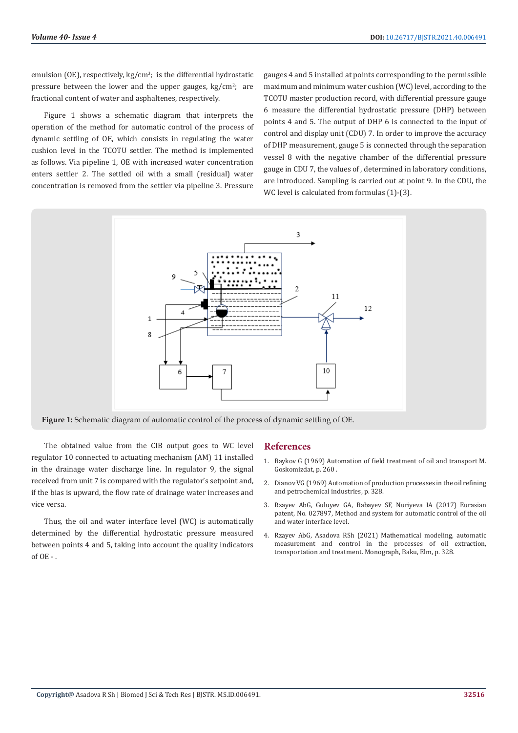emulsion (OE), respectively, kg/cm$^3$; is the differential hydrostatic pressure between the lower and the upper gauges, kg/cm$^2$; are fractional content of water and asphaltenes, respectively.

Figure 1 shows a schematic diagram that interprets the operation of the method for automatic control of the process of dynamic settling of OE, which consists in regulating the water cushion level in the TCOTU settler. The method is implemented as follows. Via pipeline 1, OE with increased water concentration enters settler 2. The settled oil with a small (residual) water concentration is removed from the settler via pipeline 3. Pressure gauges 4 and 5 installed at points corresponding to the permissible maximum and minimum water cushion (WC) level, according to the TCOTU master production record, with differential pressure gauge 6 measure the differential hydrostatic pressure (DHP) between points 4 and 5. The output of DHP 6 is connected to the input of control and display unit (CDU) 7. In order to improve the accuracy of DHP measurement, gauge 5 is connected through the separation vessel 8 with the negative chamber of the differential pressure gauge in CDU 7, the values of , determined in laboratory conditions, are introduced. Sampling is carried out at point 9. In the CDU, the WC level is calculated from formulas (1)-(3).

**Figure 1:** Schematic diagram of automatic control of the process of dynamic settling of OE.

The obtained value from the CIB output goes to WC level regulator 10 connected to actuating mechanism (AM) 11 installed in the drainage water discharge line. In regulator 9, the signal received from unit 7 is compared with the regulator's setpoint and, if the bias is upward, the flow rate of drainage water increases and vice versa.

Thus, the oil and water interface level (WC) is automatically determined by the differential hydrostatic pressure measured between points 4 and 5, taking into account the quality indicators of OE - .

## References

1. Baykov G (1969) Automation of field treatment of oil and transport M. Goskomizdat, p. 260 .
2. Dianov VG (1969) Automation of production processes in the oil refining and petrochemical industries, p. 328.
3. Rzayev AbG, Guluyev GA, Babayev SF, Nuriyeva IA (2017) Eurasian patent, No. 027897, Method and system for automatic control of the oil and water interface level.
4. Rzayev AbG, Asadova RSh (2021) Mathematical modeling, automatic measurement and control in the processes of oil extraction, transportation and treatment. Monograph, Baku, Elm, p. 328.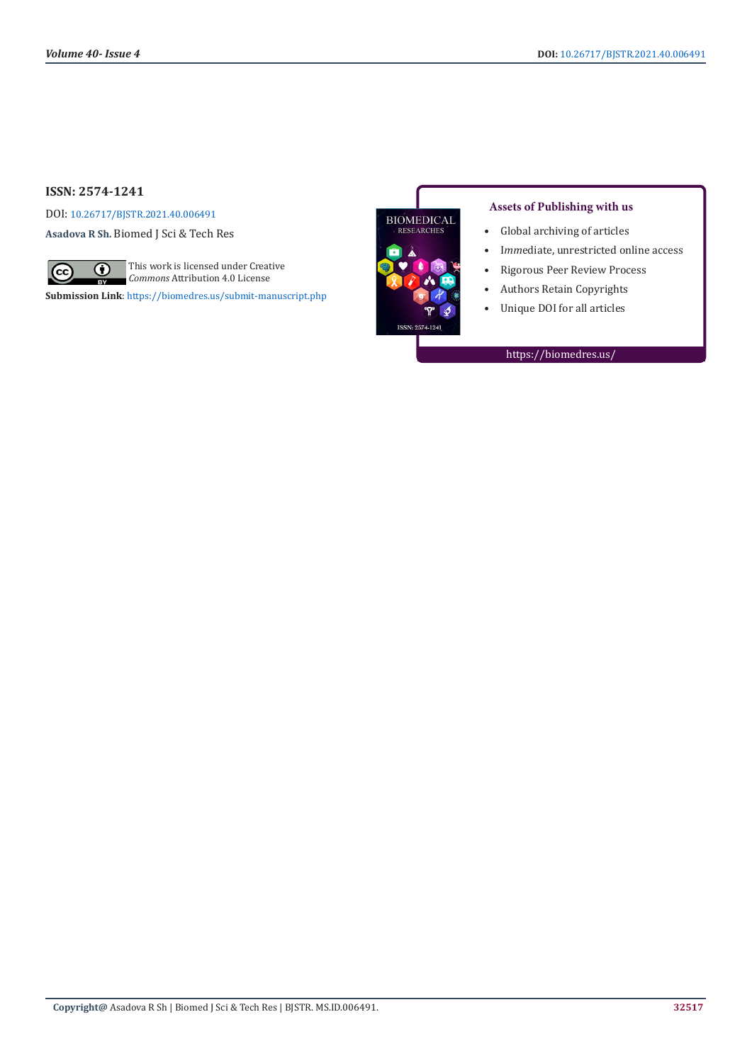**ISSN: 2574-1241**

DOI: 10.26717/BJSTR.2021.40.006491

**Asadova R Sh.** Biomed J Sci & Tech Res

This work is licensed under Creative *Commons* Attribution 4.0 License

**Submission Link**: https://biomedres.us/submit-manuscript.php

**Assets of Publishing with us**

- Global archiving of articles
- Immediate, unrestricted online access
- Rigorous Peer Review Process
- Authors Retain Copyrights
- Unique DOI for all articles

https://biomedres.us/